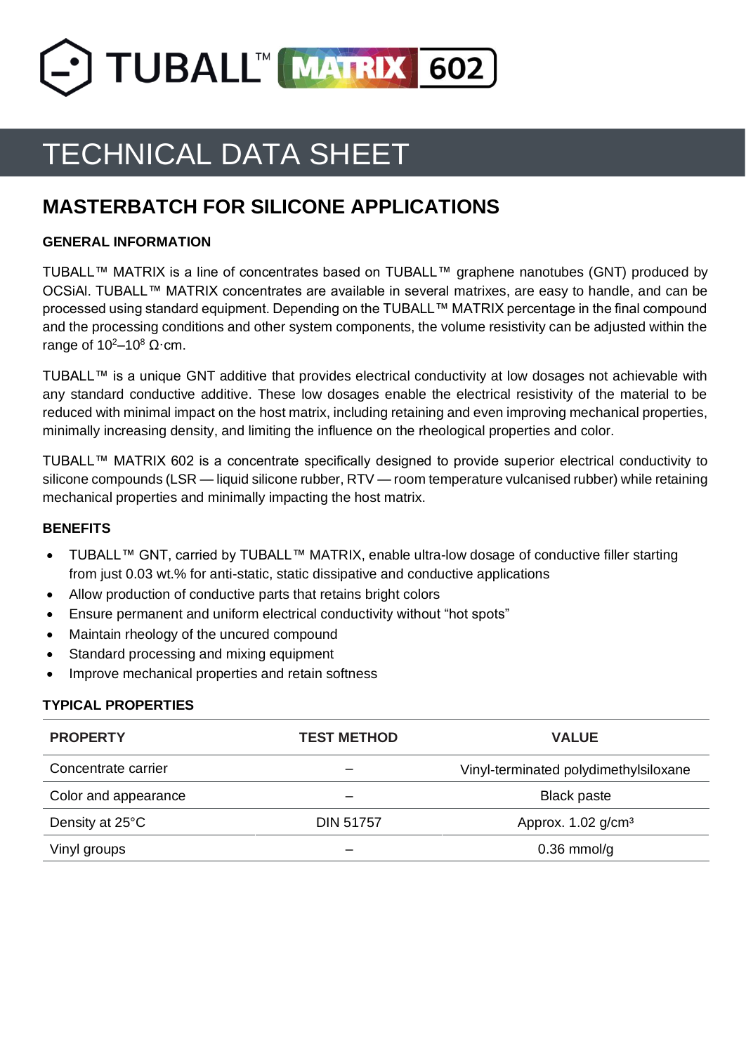# TUBALL™ MATRIX 602

## TECHNICAL DATA SHEET

## MASTERBATCH FOR SILICONE APPLICATIONS

### GENERAL INFORMATION

TUBALL™ MATRIX is a line of concentrates based on TUBALL™ graphene nanotubes (GNT) produced by OCSiAl. TUBALL™ MATRIX concentrates are available in several matrixes, are easy to handle, and can be processed using standard equipment. Depending on the TUBALL™ MATRIX percentage in the final compound and the processing conditions and other system components, the volume resistivity can be adjusted within the range of $10^2$–$10^8$ Ω·cm.

TUBALL™ is a unique GNT additive that provides electrical conductivity at low dosages not achievable with any standard conductive additive. These low dosages enable the electrical resistivity of the material to be reduced with minimal impact on the host matrix, including retaining and even improving mechanical properties, minimally increasing density, and limiting the influence on the rheological properties and color.

TUBALL™ MATRIX 602 is a concentrate specifically designed to provide superior electrical conductivity to silicone compounds (LSR — liquid silicone rubber, RTV — room temperature vulcanised rubber) while retaining mechanical properties and minimally impacting the host matrix.

### BENEFITS

- TUBALL™ GNT, carried by TUBALL™ MATRIX, enable ultra-low dosage of conductive filler starting from just 0.03 wt.% for anti-static, static dissipative and conductive applications
- Allow production of conductive parts that retains bright colors
- Ensure permanent and uniform electrical conductivity without "hot spots"
- Maintain rheology of the uncured compound
- Standard processing and mixing equipment
- Improve mechanical properties and retain softness

### TYPICAL PROPERTIES

| PROPERTY | TEST METHOD | VALUE |
|---|---|---|
| Concentrate carrier | – | Vinyl-terminated polydimethylsiloxane |
| Color and appearance | – | Black paste |
| Density at 25°C | DIN 51757 | Approx. 1.02 g/cm³ |
| Vinyl groups | – | 0.36 mmol/g |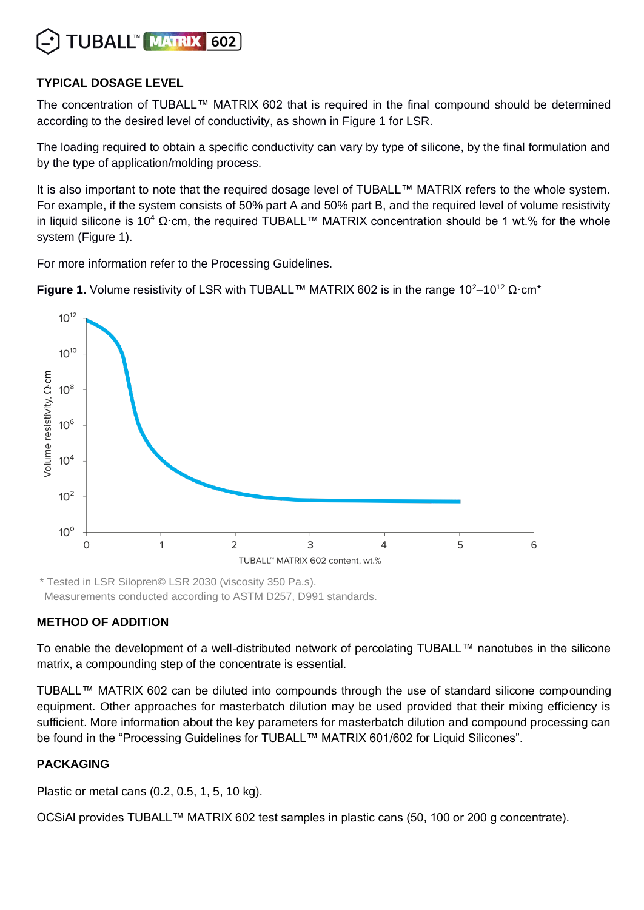## TYPICAL DOSAGE LEVEL

The concentration of TUBALL™ MATRIX 602 that is required in the final compound should be determined according to the desired level of conductivity, as shown in Figure 1 for LSR.

The loading required to obtain a specific conductivity can vary by type of silicone, by the final formulation and by the type of application/molding process.

It is also important to note that the required dosage level of TUBALL™ MATRIX refers to the whole system. For example, if the system consists of 50% part A and 50% part B, and the required level of volume resistivity in liquid silicone is $10^4$ Ω·cm, the required TUBALL™ MATRIX concentration should be 1 wt.% for the whole system (Figure 1).

For more information refer to the Processing Guidelines.

**Figure 1.** Volume resistivity of LSR with TUBALL™ MATRIX 602 is in the range $10^2$–$10^{12}$ Ω·cm*

\* Tested in LSR Silopren© LSR 2030 (viscosity 350 Pa.s).
Measurements conducted according to ASTM D257, D991 standards.

## METHOD OF ADDITION

To enable the development of a well-distributed network of percolating TUBALL™ nanotubes in the silicone matrix, a compounding step of the concentrate is essential.

TUBALL™ MATRIX 602 can be diluted into compounds through the use of standard silicone compounding equipment. Other approaches for masterbatch dilution may be used provided that their mixing efficiency is sufficient. More information about the key parameters for masterbatch dilution and compound processing can be found in the "Processing Guidelines for TUBALL™ MATRIX 601/602 for Liquid Silicones".

## PACKAGING

Plastic or metal cans (0.2, 0.5, 1, 5, 10 kg).

OCSiAl provides TUBALL™ MATRIX 602 test samples in plastic cans (50, 100 or 200 g concentrate).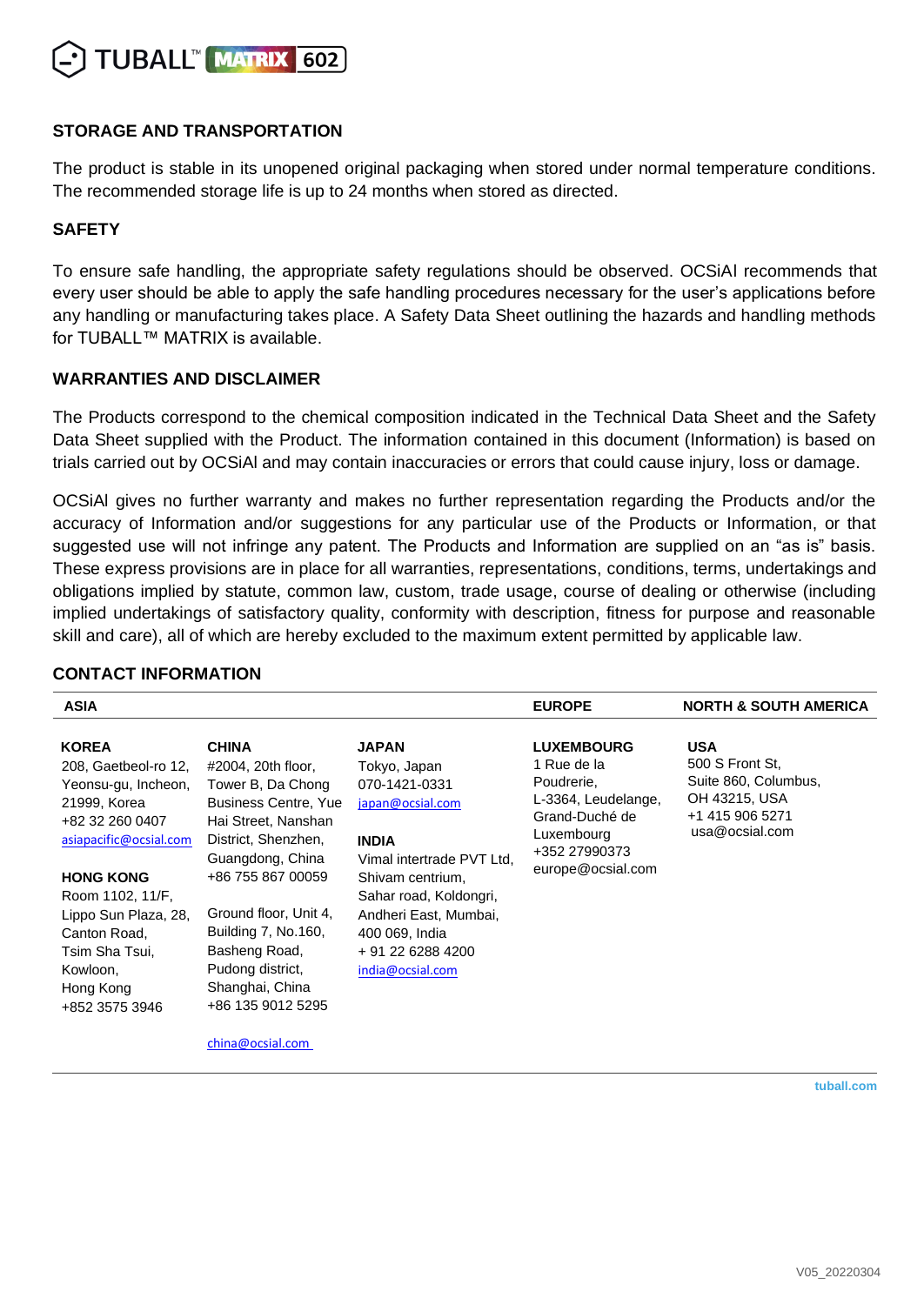## STORAGE AND TRANSPORTATION

The product is stable in its unopened original packaging when stored under normal temperature conditions. The recommended storage life is up to 24 months when stored as directed.

## SAFETY

To ensure safe handling, the appropriate safety regulations should be observed. OCSiAl recommends that every user should be able to apply the safe handling procedures necessary for the user's applications before any handling or manufacturing takes place. A Safety Data Sheet outlining the hazards and handling methods for TUBALL™ MATRIX is available.

## WARRANTIES AND DISCLAIMER

The Products correspond to the chemical composition indicated in the Technical Data Sheet and the Safety Data Sheet supplied with the Product. The information contained in this document (Information) is based on trials carried out by OCSiAl and may contain inaccuracies or errors that could cause injury, loss or damage.

OCSiAl gives no further warranty and makes no further representation regarding the Products and/or the accuracy of Information and/or suggestions for any particular use of the Products or Information, or that suggested use will not infringe any patent. The Products and Information are supplied on an "as is" basis. These express provisions are in place for all warranties, representations, conditions, terms, undertakings and obligations implied by statute, common law, custom, trade usage, course of dealing or otherwise (including implied undertakings of satisfactory quality, conformity with description, fitness for purpose and reasonable skill and care), all of which are hereby excluded to the maximum extent permitted by applicable law.

## CONTACT INFORMATION

### ASIA

**KOREA**
208, Gaetbeol-ro 12, Yeonsu-gu, Incheon, 21999, Korea
+82 32 260 0407
asiapacific@ocsial.com

**HONG KONG**
Room 1102, 11/F, Lippo Sun Plaza, 28, Canton Road, Tsim Sha Tsui, Kowloon, Hong Kong
+852 3575 3946

**CHINA**
#2004, 20th floor, Tower B, Da Chong Business Centre, Yue Hai Street, Nanshan District, Shenzhen, Guangdong, China
+86 755 867 00059

Ground floor, Unit 4, Building 7, No.160, Basheng Road, Pudong district, Shanghai, China
+86 135 9012 5295

china@ocsial.com

**JAPAN**
Tokyo, Japan
070-1421-0331
japan@ocsial.com

**INDIA**
Vimal intertrade PVT Ltd, Shivam centrium, Sahar road, Koldongri, Andheri East, Mumbai, 400 069, India
+ 91 22 6288 4200
india@ocsial.com

### EUROPE

**LUXEMBOURG**
1 Rue de la Poudrerie, L-3364, Leudelange, Grand-Duché de Luxembourg
+352 27990373
europe@ocsial.com

### NORTH & SOUTH AMERICA

**USA**
500 S Front St, Suite 860, Columbus, OH 43215, USA
+1 415 906 5271
usa@ocsial.com

tuball.com

V05_20220304